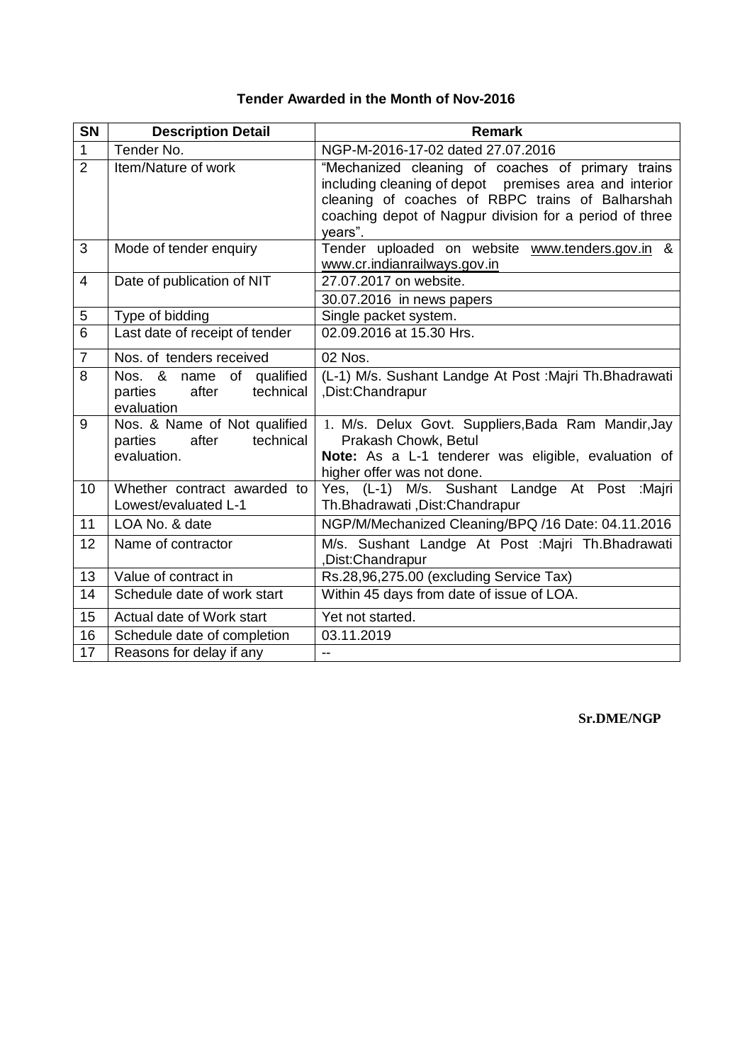### Tender Awarded in the Month of Nov-2016

| SN | Description Detail | Remark |
|---|---|---|
| 1 | Tender No. | NGP-M-2016-17-02 dated 27.07.2016 |
| 2 | Item/Nature of work | "Mechanized cleaning of coaches of primary trains including cleaning of depot premises area and interior cleaning of coaches of RBPC trains of Balharshah coaching depot of Nagpur division for a period of three years". |
| 3 | Mode of tender enquiry | Tender uploaded on website www.tenders.gov.in & www.cr.indianrailways.gov.in |
| 4 | Date of publication of NIT | 27.07.2017 on website. |
| | | 30.07.2016 in news papers |
| 5 | Type of bidding | Single packet system. |
| 6 | Last date of receipt of tender | 02.09.2016 at 15.30 Hrs. |
| 7 | Nos. of tenders received | 02 Nos. |
| 8 | Nos. & name of qualified parties after technical evaluation | (L-1) M/s. Sushant Landge At Post :Majri Th.Bhadrawati ,Dist:Chandrapur |
| 9 | Nos. & Name of Not qualified parties after technical evaluation. | 1. M/s. Delux Govt. Suppliers,Bada Ram Mandir,Jay Prakash Chowk, Betul<br>**Note:** As a L-1 tenderer was eligible, evaluation of higher offer was not done. |
| 10 | Whether contract awarded to Lowest/evaluated L-1 | Yes, (L-1) M/s. Sushant Landge At Post :Majri Th.Bhadrawati ,Dist:Chandrapur |
| 11 | LOA No. & date | NGP/M/Mechanized Cleaning/BPQ /16 Date: 04.11.2016 |
| 12 | Name of contractor | M/s. Sushant Landge At Post :Majri Th.Bhadrawati ,Dist:Chandrapur |
| 13 | Value of contract in | Rs.28,96,275.00 (excluding Service Tax) |
| 14 | Schedule date of work start | Within 45 days from date of issue of LOA. |
| 15 | Actual date of Work start | Yet not started. |
| 16 | Schedule date of completion | 03.11.2019 |
| 17 | Reasons for delay if any | -- |

**Sr.DME/NGP**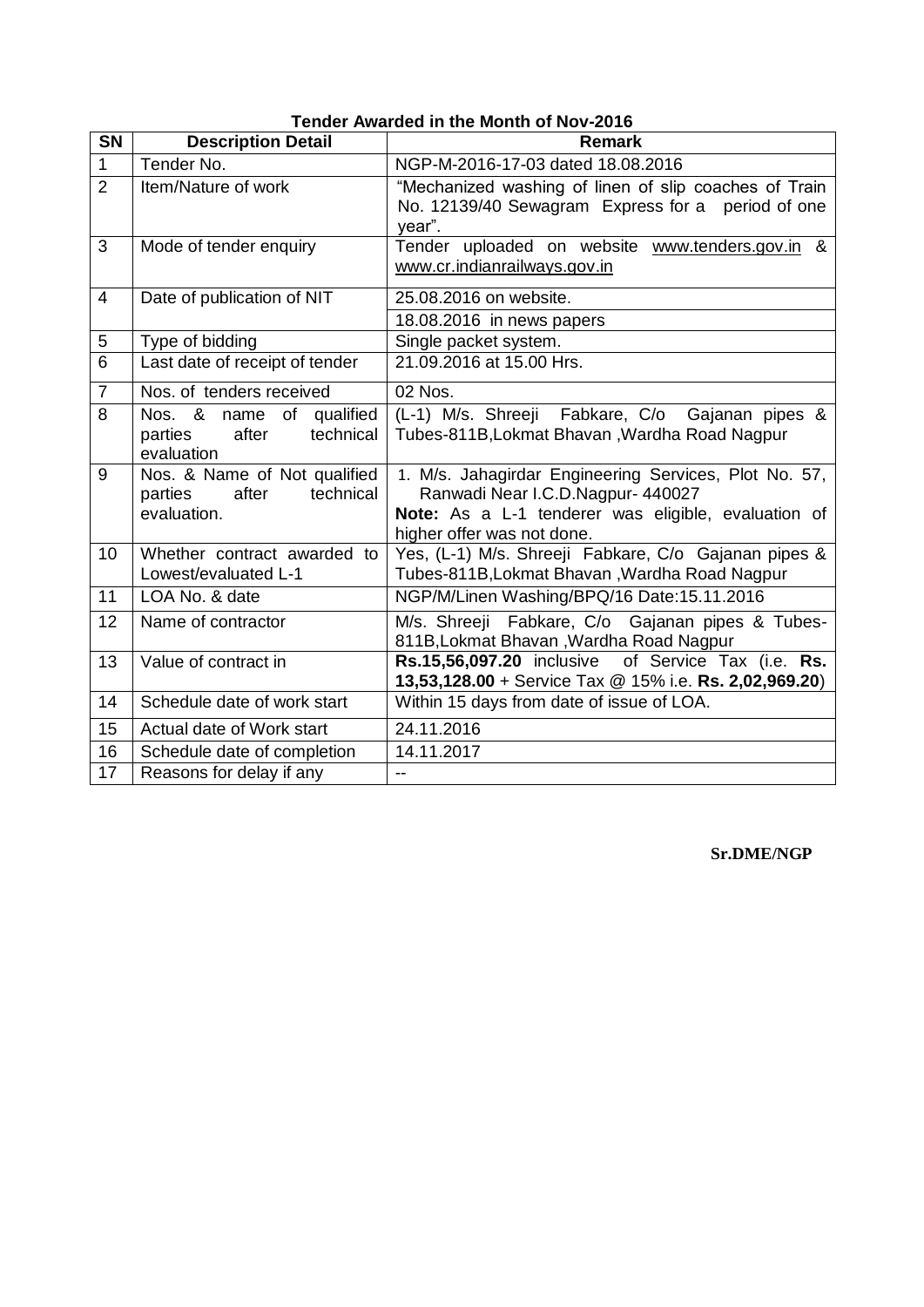**Tender Awarded in the Month of Nov-2016**

| SN | Description Detail | Remark |
|---|---|---|
| 1 | Tender No. | NGP-M-2016-17-03 dated 18.08.2016 |
| 2 | Item/Nature of work | "Mechanized washing of linen of slip coaches of Train No. 12139/40 Sewagram Express for a period of one year". |
| 3 | Mode of tender enquiry | Tender uploaded on website www.tenders.gov.in & www.cr.indianrailways.gov.in |
| 4 | Date of publication of NIT | 25.08.2016 on website.<br>18.08.2016 in news papers |
| 5 | Type of bidding | Single packet system. |
| 6 | Last date of receipt of tender | 21.09.2016 at 15.00 Hrs. |
| 7 | Nos. of tenders received | 02 Nos. |
| 8 | Nos. & name of qualified parties after technical evaluation | (L-1) M/s. Shreeji Fabkare, C/o Gajanan pipes & Tubes-811B,Lokmat Bhavan ,Wardha Road Nagpur |
| 9 | Nos. & Name of Not qualified parties after technical evaluation. | 1. M/s. Jahagirdar Engineering Services, Plot No. 57, Ranwadi Near I.C.D.Nagpur- 440027<br>**Note:** As a L-1 tenderer was eligible, evaluation of higher offer was not done. |
| 10 | Whether contract awarded to Lowest/evaluated L-1 | Yes, (L-1) M/s. Shreeji Fabkare, C/o Gajanan pipes & Tubes-811B,Lokmat Bhavan ,Wardha Road Nagpur |
| 11 | LOA No. & date | NGP/M/Linen Washing/BPQ/16 Date:15.11.2016 |
| 12 | Name of contractor | M/s. Shreeji Fabkare, C/o Gajanan pipes & Tubes-811B,Lokmat Bhavan ,Wardha Road Nagpur |
| 13 | Value of contract in | **Rs.15,56,097.20** inclusive of Service Tax (i.e. **Rs. 13,53,128.00** + Service Tax @ 15% i.e. **Rs. 2,02,969.20**) |
| 14 | Schedule date of work start | Within 15 days from date of issue of LOA. |
| 15 | Actual date of Work start | 24.11.2016 |
| 16 | Schedule date of completion | 14.11.2017 |
| 17 | Reasons for delay if any | -- |

**Sr.DME/NGP**